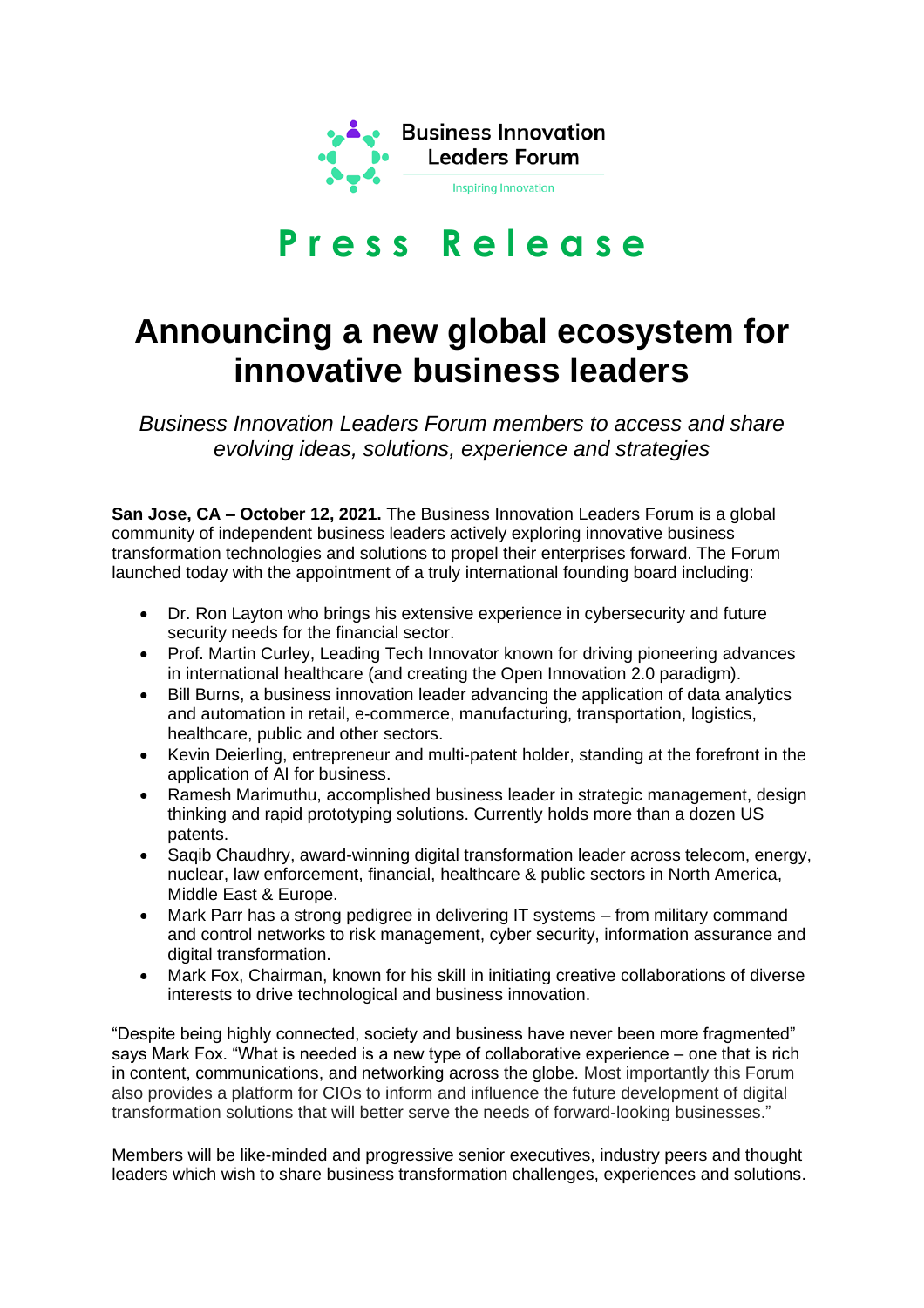Business Innovation Leaders Forum

Inspiring Innovation

# Press Release

# Announcing a new global ecosystem for innovative business leaders

*Business Innovation Leaders Forum members to access and share evolving ideas, solutions, experience and strategies*

**San Jose, CA – October 12, 2021.** The Business Innovation Leaders Forum is a global community of independent business leaders actively exploring innovative business transformation technologies and solutions to propel their enterprises forward. The Forum launched today with the appointment of a truly international founding board including:

- Dr. Ron Layton who brings his extensive experience in cybersecurity and future security needs for the financial sector.
- Prof. Martin Curley, Leading Tech Innovator known for driving pioneering advances in international healthcare (and creating the Open Innovation 2.0 paradigm).
- Bill Burns, a business innovation leader advancing the application of data analytics and automation in retail, e-commerce, manufacturing, transportation, logistics, healthcare, public and other sectors.
- Kevin Deierling, entrepreneur and multi-patent holder, standing at the forefront in the application of AI for business.
- Ramesh Marimuthu, accomplished business leader in strategic management, design thinking and rapid prototyping solutions. Currently holds more than a dozen US patents.
- Saqib Chaudhry, award-winning digital transformation leader across telecom, energy, nuclear, law enforcement, financial, healthcare & public sectors in North America, Middle East & Europe.
- Mark Parr has a strong pedigree in delivering IT systems – from military command and control networks to risk management, cyber security, information assurance and digital transformation.
- Mark Fox, Chairman, known for his skill in initiating creative collaborations of diverse interests to drive technological and business innovation.

"Despite being highly connected, society and business have never been more fragmented" says Mark Fox. "What is needed is a new type of collaborative experience – one that is rich in content, communications, and networking across the globe. Most importantly this Forum also provides a platform for CIOs to inform and influence the future development of digital transformation solutions that will better serve the needs of forward-looking businesses."

Members will be like-minded and progressive senior executives, industry peers and thought leaders which wish to share business transformation challenges, experiences and solutions.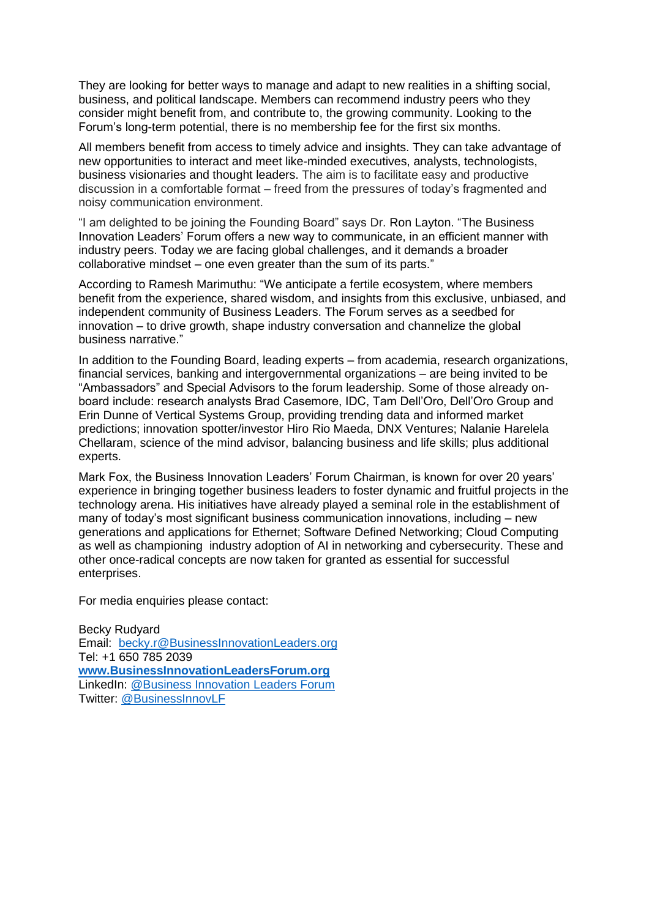They are looking for better ways to manage and adapt to new realities in a shifting social, business, and political landscape. Members can recommend industry peers who they consider might benefit from, and contribute to, the growing community. Looking to the Forum's long-term potential, there is no membership fee for the first six months.

All members benefit from access to timely advice and insights. They can take advantage of new opportunities to interact and meet like-minded executives, analysts, technologists, business visionaries and thought leaders. The aim is to facilitate easy and productive discussion in a comfortable format – freed from the pressures of today's fragmented and noisy communication environment.

"I am delighted to be joining the Founding Board" says Dr. Ron Layton. "The Business Innovation Leaders' Forum offers a new way to communicate, in an efficient manner with industry peers. Today we are facing global challenges, and it demands a broader collaborative mindset – one even greater than the sum of its parts."

According to Ramesh Marimuthu: "We anticipate a fertile ecosystem, where members benefit from the experience, shared wisdom, and insights from this exclusive, unbiased, and independent community of Business Leaders. The Forum serves as a seedbed for innovation – to drive growth, shape industry conversation and channelize the global business narrative."

In addition to the Founding Board, leading experts – from academia, research organizations, financial services, banking and intergovernmental organizations – are being invited to be "Ambassadors" and Special Advisors to the forum leadership. Some of those already on-board include: research analysts Brad Casemore, IDC, Tam Dell'Oro, Dell'Oro Group and Erin Dunne of Vertical Systems Group, providing trending data and informed market predictions; innovation spotter/investor Hiro Rio Maeda, DNX Ventures; Nalanie Harelela Chellaram, science of the mind advisor, balancing business and life skills; plus additional experts.

Mark Fox, the Business Innovation Leaders' Forum Chairman, is known for over 20 years' experience in bringing together business leaders to foster dynamic and fruitful projects in the technology arena. His initiatives have already played a seminal role in the establishment of many of today's most significant business communication innovations, including – new generations and applications for Ethernet; Software Defined Networking; Cloud Computing as well as championing industry adoption of AI in networking and cybersecurity. These and other once-radical concepts are now taken for granted as essential for successful enterprises.

For media enquiries please contact:

Becky Rudyard
Email: becky.r@BusinessInnovationLeaders.org
Tel: +1 650 785 2039
**www.BusinessInnovationLeadersForum.org**
LinkedIn: @Business Innovation Leaders Forum
Twitter: @BusinessInnovLF